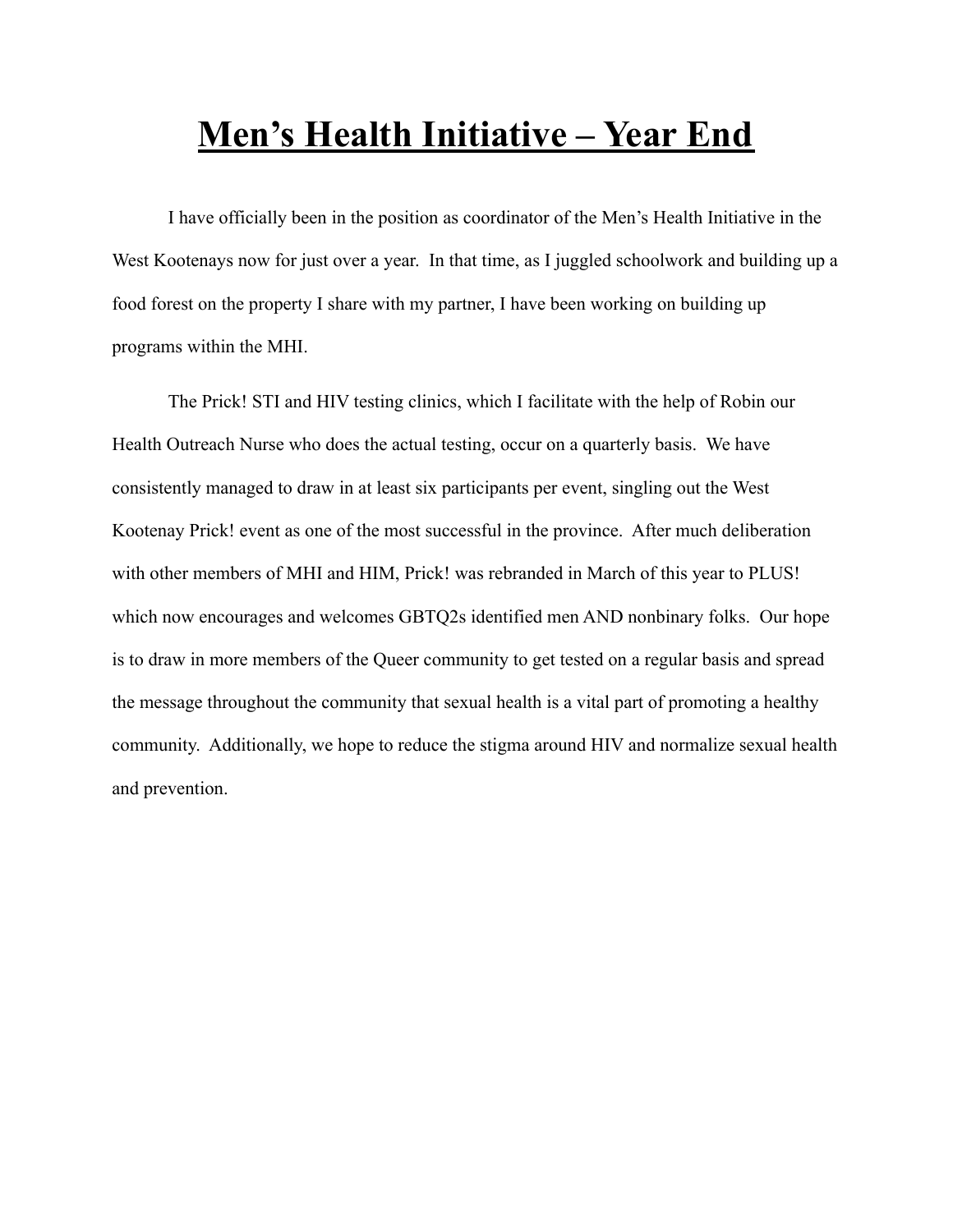# **Men's Health Initiative – Year End**

I have officially been in the position as coordinator of the Men's Health Initiative in the West Kootenays now for just over a year. In that time, as I juggled schoolwork and building up a food forest on the property I share with my partner, I have been working on building up programs within the MHI.

The Prick! STI and HIV testing clinics, which I facilitate with the help of Robin our Health Outreach Nurse who does the actual testing, occur on a quarterly basis. We have consistently managed to draw in at least six participants per event, singling out the West Kootenay Prick! event as one of the most successful in the province. After much deliberation with other members of MHI and HIM, Prick! was rebranded in March of this year to PLUS! which now encourages and welcomes GBTQ2s identified men AND nonbinary folks. Our hope is to draw in more members of the Queer community to get tested on a regular basis and spread the message throughout the community that sexual health is a vital part of promoting a healthy community. Additionally, we hope to reduce the stigma around HIV and normalize sexual health and prevention.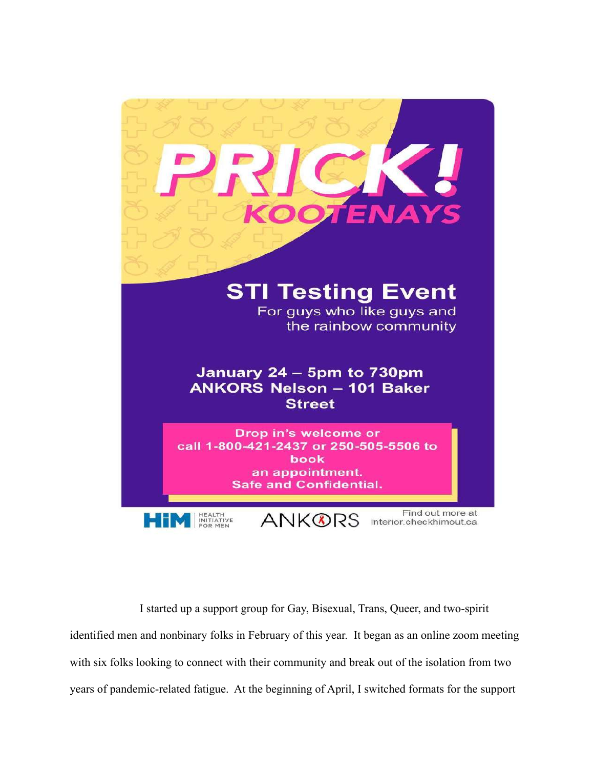# PRICK! KOOTENAYS

## STI Testing Event

For guys who like guys and the rainbow community

**January 24 – 5pm to 730pm**
**ANKORS Nelson – 101 Baker Street**

**Drop in's welcome or call 1-800-421-2437 or 250-505-5506 to book an appointment.**
**Safe and Confidential.**

HiM HEALTH INITIATIVE FOR MEN

ANKORS

Find out more at interior.checkhimout.ca

I started up a support group for Gay, Bisexual, Trans, Queer, and two-spirit identified men and nonbinary folks in February of this year. It began as an online zoom meeting with six folks looking to connect with their community and break out of the isolation from two years of pandemic-related fatigue. At the beginning of April, I switched formats for the support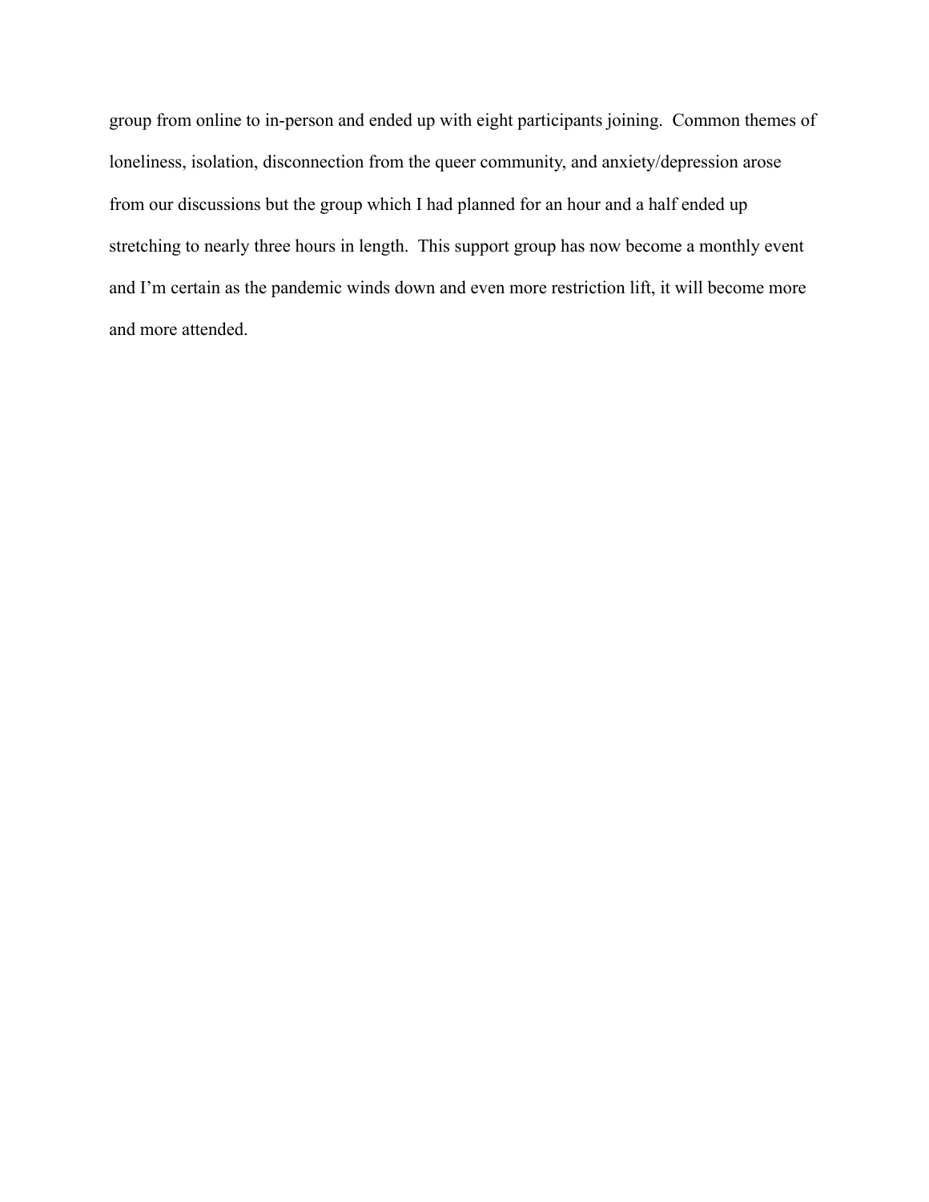group from online to in-person and ended up with eight participants joining. Common themes of loneliness, isolation, disconnection from the queer community, and anxiety/depression arose from our discussions but the group which I had planned for an hour and a half ended up stretching to nearly three hours in length. This support group has now become a monthly event and I'm certain as the pandemic winds down and even more restriction lift, it will become more and more attended.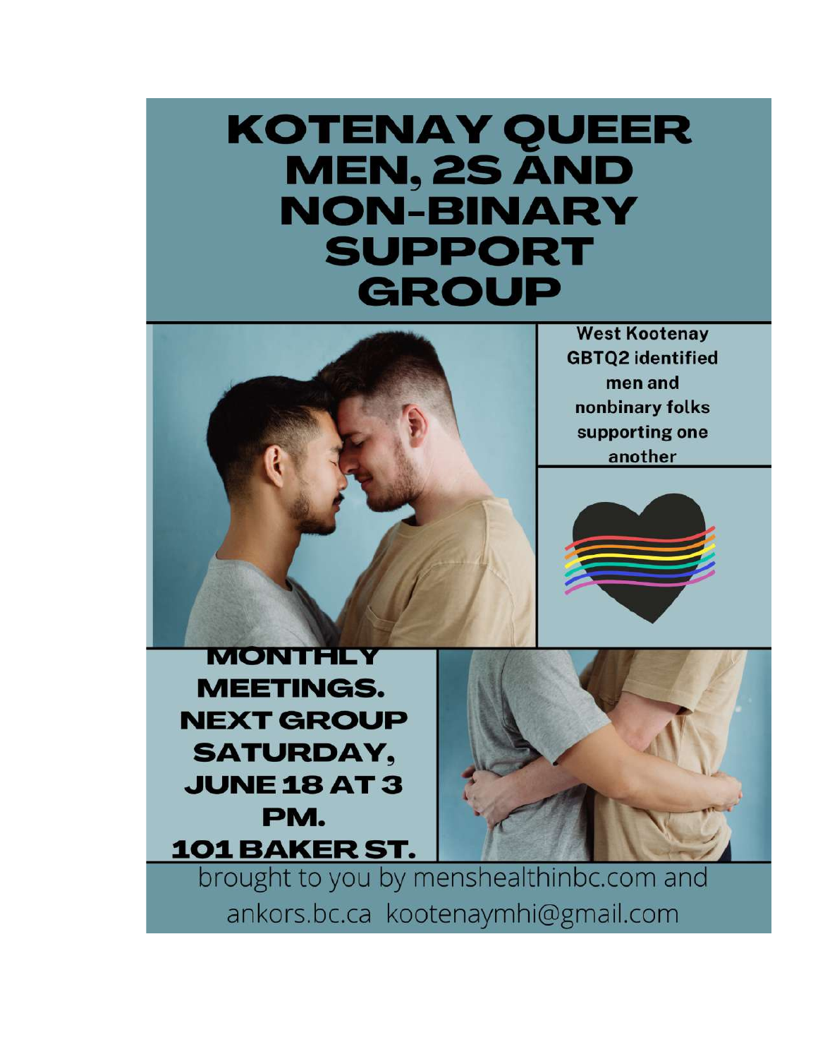# KOTENAY QUEER MEN, 2S AND NON-BINARY SUPPORT GROUP

**West Kootenay GBTQ2 identified men and nonbinary folks supporting one another**

**MONTHLY MEETINGS. NEXT GROUP SATURDAY, JUNE 18 AT 3 PM. 101 BAKER ST.**

brought to you by menshealthinbc.com and ankors.bc.ca kootenaymhi@gmail.com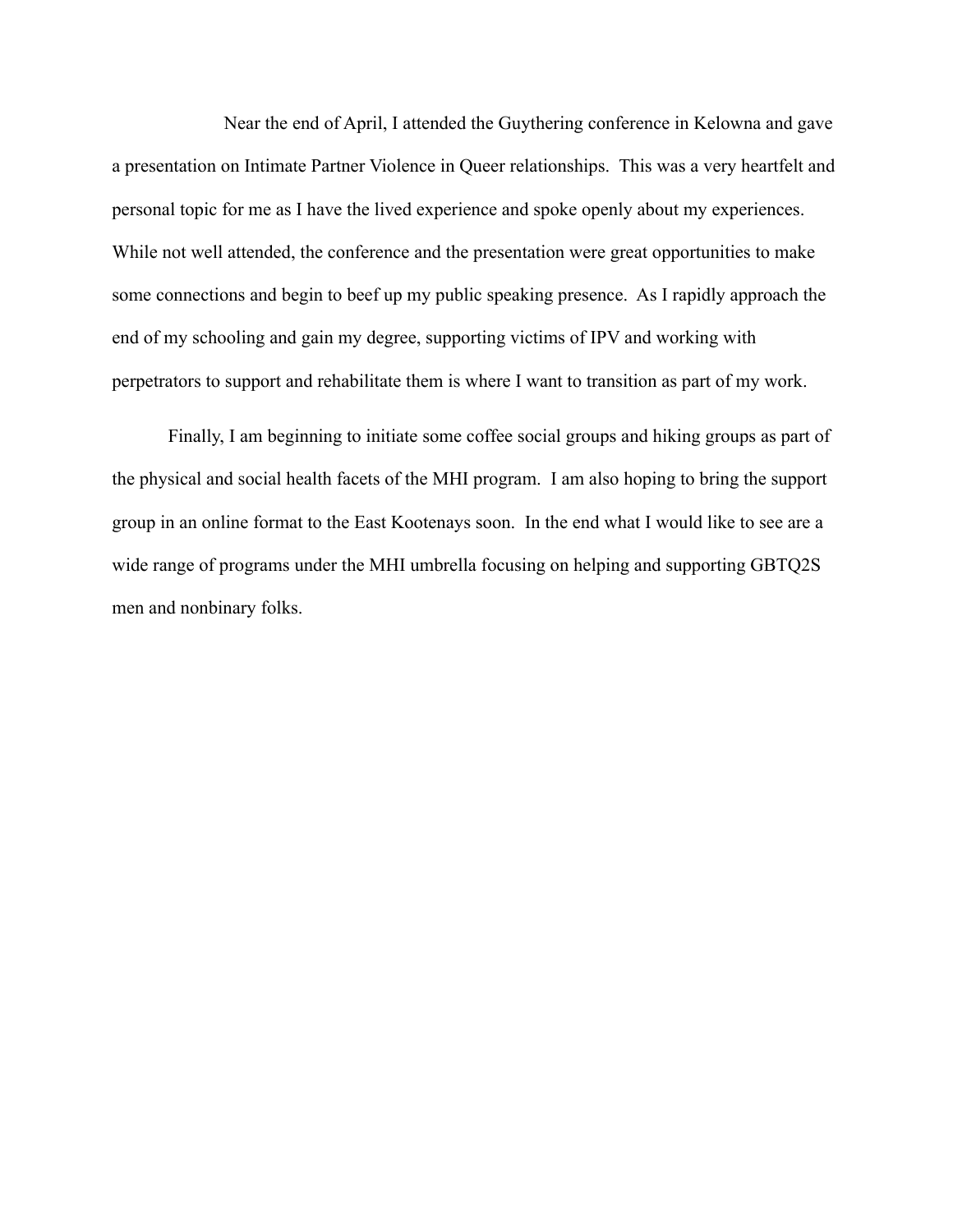Near the end of April, I attended the Guythering conference in Kelowna and gave a presentation on Intimate Partner Violence in Queer relationships. This was a very heartfelt and personal topic for me as I have the lived experience and spoke openly about my experiences. While not well attended, the conference and the presentation were great opportunities to make some connections and begin to beef up my public speaking presence. As I rapidly approach the end of my schooling and gain my degree, supporting victims of IPV and working with perpetrators to support and rehabilitate them is where I want to transition as part of my work.

Finally, I am beginning to initiate some coffee social groups and hiking groups as part of the physical and social health facets of the MHI program. I am also hoping to bring the support group in an online format to the East Kootenays soon. In the end what I would like to see are a wide range of programs under the MHI umbrella focusing on helping and supporting GBTQ2S men and nonbinary folks.